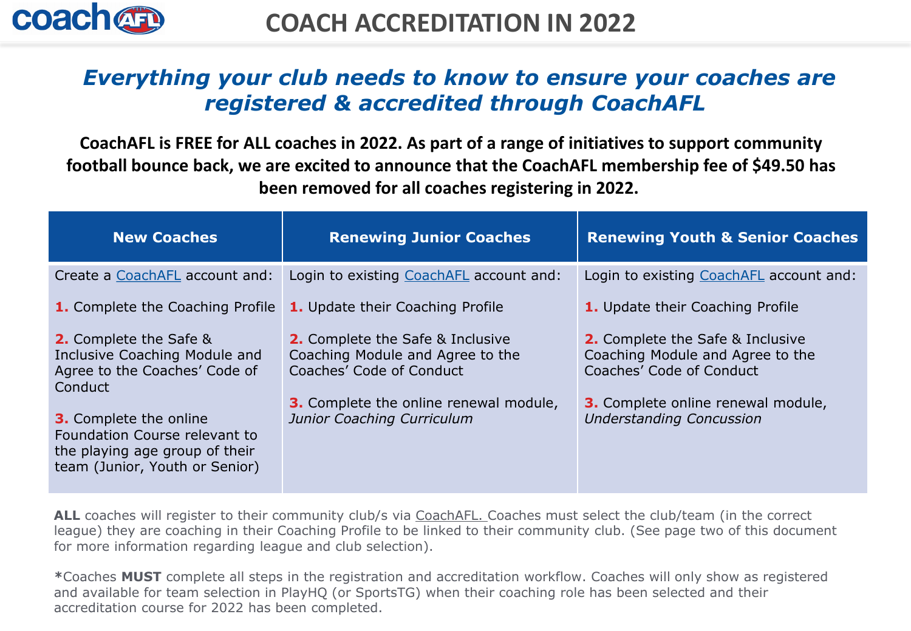# COACH ACCREDITATION IN 2022

## *Everything your club needs to know to ensure your coaches are registered & accredited through CoachAFL*

**CoachAFL is FREE for ALL coaches in 2022. As part of a range of initiatives to support community football bounce back, we are excited to announce that the CoachAFL membership fee of $49.50 has been removed for all coaches registering in 2022.**

| New Coaches | Renewing Junior Coaches | Renewing Youth & Senior Coaches |
|---|---|---|
| Create a CoachAFL account and:<br><br>**1.** Complete the Coaching Profile<br><br>**2.** Complete the Safe & Inclusive Coaching Module and Agree to the Coaches' Code of Conduct<br><br>**3.** Complete the online Foundation Course relevant to the playing age group of their team (Junior, Youth or Senior) | Login to existing CoachAFL account and:<br><br>**1.** Update their Coaching Profile<br><br>**2.** Complete the Safe & Inclusive Coaching Module and Agree to the Coaches' Code of Conduct<br><br>**3.** Complete the online renewal module, *Junior Coaching Curriculum* | Login to existing CoachAFL account and:<br><br>**1.** Update their Coaching Profile<br><br>**2.** Complete the Safe & Inclusive Coaching Module and Agree to the Coaches' Code of Conduct<br><br>**3.** Complete online renewal module, *Understanding Concussion* |

**ALL** coaches will register to their community club/s via CoachAFL. Coaches must select the club/team (in the correct league) they are coaching in their Coaching Profile to be linked to their community club. (See page two of this document for more information regarding league and club selection).

***Coaches MUST** complete all steps in the registration and accreditation workflow. Coaches will only show as registered and available for team selection in PlayHQ (or SportsTG) when their coaching role has been selected and their accreditation course for 2022 has been completed.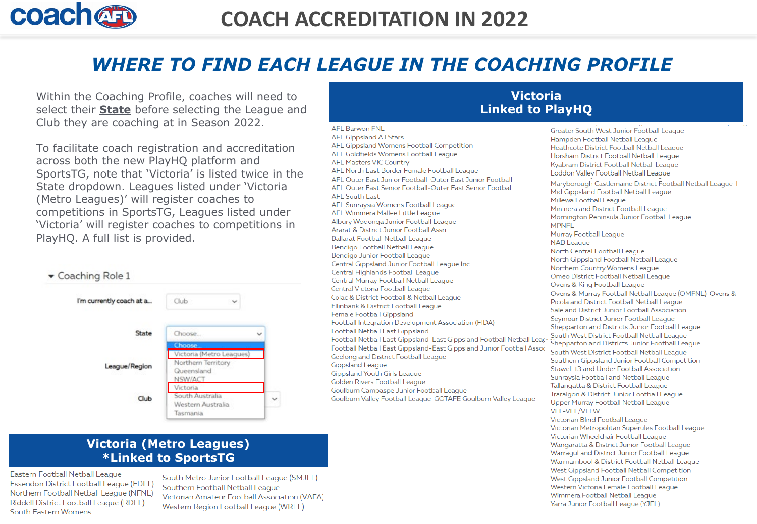# COACH ACCREDITATION IN 2022

## WHERE TO FIND EACH LEAGUE IN THE COACHING PROFILE

Within the Coaching Profile, coaches will need to select their **State** before selecting the League and Club they are coaching at in Season 2022.

To facilitate coach registration and accreditation across both the new PlayHQ platform and SportsTG, note that 'Victoria' is listed twice in the State dropdown. Leagues listed under 'Victoria (Metro Leagues)' will register coaches to competitions in SportsTG, Leagues listed under 'Victoria' will register coaches to competitions in PlayHQ. A full list is provided.

Coaching Role 1

I'm currently coach at a... Club

State: Choose...
- Choose
- Victoria (Metro Leagues)
- Northern Territory
- Queensland
- NSW/ACT
- Victoria
- South Australia
- Western Australia
- Tasmania

League/Region

Club

### Victoria (Metro Leagues) *Linked to SportsTG

- Eastern Football Netball League
- Essendon District Football League (EDFL)
- Northern Football Netball League (NFNL)
- Riddell District Football League (RDFL)
- South Eastern Womens
- South Metro Junior Football League (SMJFL)
- Southern Football Netball League
- Victorian Amateur Football Association (VAFA)
- Western Region Football League (WRFL)

### Victoria Linked to PlayHQ

- AFL Barwon FNL
- AFL Gippsland All Stars
- AFL Gippsland Womens Football Competition
- AFL Goldfields Womens Football League
- AFL Masters VIC Country
- AFL North East Border Female Football League
- AFL Outer East Junior Football-Outer East Junior Football
- AFL Outer East Senior Football-Outer East Senior Football
- AFL South East
- AFL Sunraysia Womens Football League
- AFL Wimmera Mallee Little League
- Albury Wodonga Junior Football League
- Ararat & District Junior Football Assn
- Ballarat Football Netball League
- Bendigo Football Netball League
- Bendigo Junior Football League
- Central Gippsland Junior Football League Inc
- Central Highlands Football League
- Central Murray Football Netball League
- Central Victoria Football League
- Colac & District Football & Netball League
- Ellinbank & District Football League
- Female Football Gippsland
- Football Integration Development Association (FIDA)
- Football Netball East Gippsland
- Football Netball East Gippsland-East Gippsland Football Netball Leag...
- Football Netball East Gippsland-East Gippsland Junior Football Assoc
- Geelong and District Football League
- Gippsland League
- Gippsland Youth Girls League
- Golden Rivers Football League
- Goulburn Campaspe Junior Football League
- Goulburn Valley Football League-GOTAFE Goulburn Valley League
- Greater South West Junior Football League
- Hampden Football Netball League
- Heathcote District Football Netball League
- Horsham District Football Netball League
- Kyabram District Football Netball League
- Loddon Valley Football Netball League
- Maryborough Castlemaine District Football Netball League-I
- Mid Gippsland Football Netball League
- Millewa Football League
- Mininera and District Football League
- Mornington Peninsula Junior Football League
- MPNFL
- Murray Football League
- NAB League
- North Central Football League
- North Gippsland Football Netball League
- Northern Country Womens League
- Omeo District Football Netball League
- Ovens & King Football League
- Ovens & Murray Football Netball League (OMFNL)-Ovens &
- Picola and District Football Netball League
- Sale and District Junior Football Association
- Seymour District Junior Football League
- Shepparton and Districts Junior Football League
- South West District Football Netball League
- Shepparton and Districts Junior Football League
- South West District Football Netball League
- Southern Gippsland Junior Football Competition
- Stawell 13 and Under Football Association
- Sunraysia Football and Netball League
- Tallangatta & District Football League
- Traralgon & District Junior Football League
- Upper Murray Football Netball League
- VFL-VFL/VFLW
- Victorian Blind Football League
- Victorian Metropolitan Superules Football League
- Victorian Wheelchair Football League
- Wangaratta & District Junior Football League
- Warragul and District Junior Football League
- Warrnambool & District Football Netball League
- West Gippsland Football Netball Competition
- West Gippsland Junior Football Competition
- Western Victoria Female Football League
- Wimmera Football Netball League
- Yarra Junior Football League (YJFL)